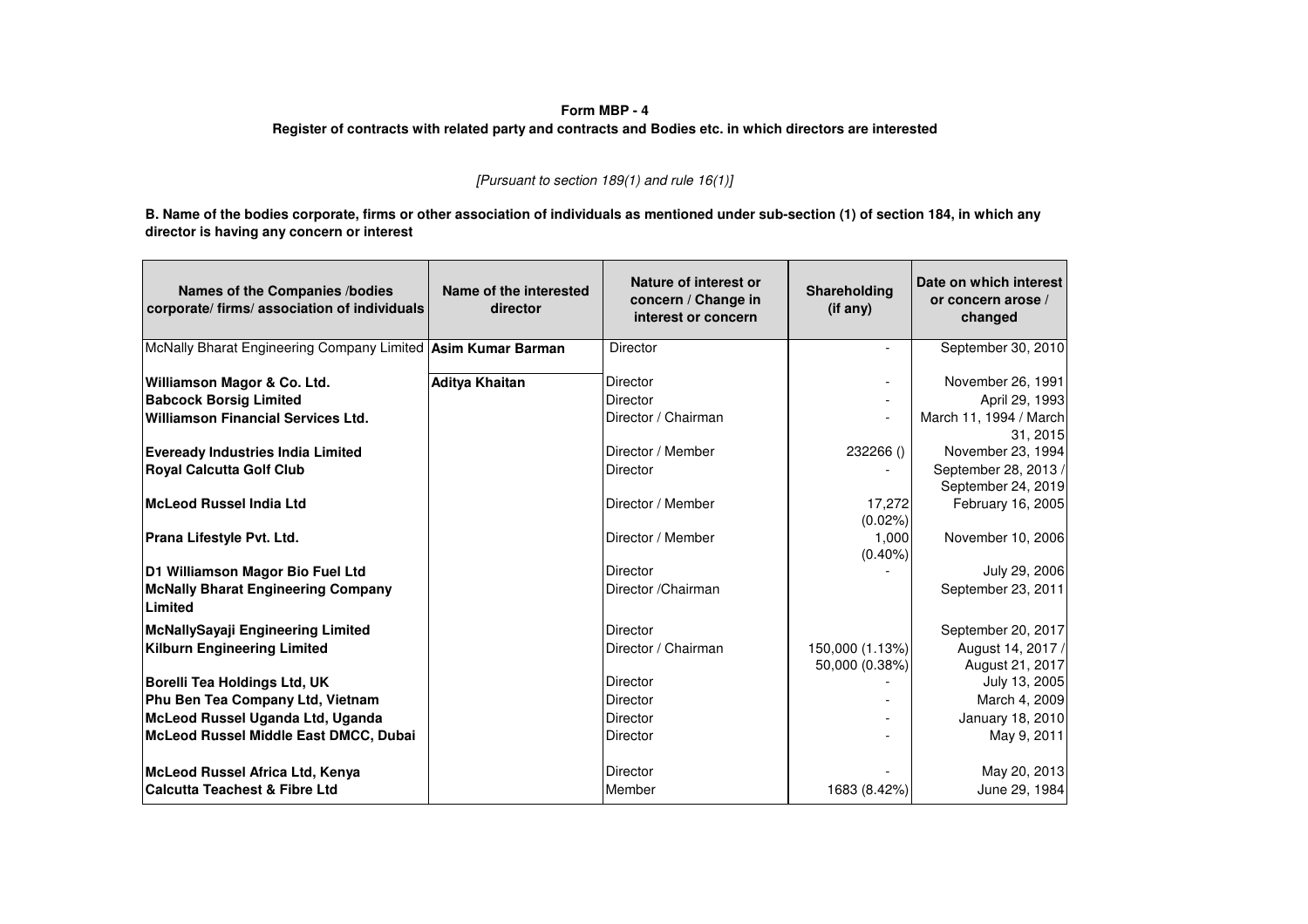**Form MBP - 4**

**Register of contracts with related party and contracts and Bodies etc. in which directors are interested**

*[Pursuant to section 189(1) and rule 16(1)]*

**B. Name of the bodies corporate, firms or other association of individuals as mentioned under sub-section (1) of section 184, in which any director is having any concern or interest**

| Names of the Companies /bodies corporate/ firms/ association of individuals | Name of the interested director | Nature of interest or concern / Change in interest or concern | Shareholding (if any) | Date on which interest or concern arose / changed |
|---|---|---|---|---|
| McNally Bharat Engineering Company Limited | **Asim Kumar Barman** | Director | - | September 30, 2010 |
| **Williamson Magor & Co. Ltd.** | **Aditya Khaitan** | Director | - | November 26, 1991 |
| **Babcock Borsig Limited** | | Director | - | April 29, 1993 |
| **Williamson Financial Services Ltd.** | | Director / Chairman | - | March 11, 1994 / March 31, 2015 |
| **Eveready Industries India Limited** | | Director / Member | 232266 () | November 23, 1994 |
| **Royal Calcutta Golf Club** | | Director | - | September 28, 2013 / September 24, 2019 |
| **McLeod Russel India Ltd** | | Director / Member | 17,272 (0.02%) | February 16, 2005 |
| **Prana Lifestyle Pvt. Ltd.** | | Director / Member | 1,000 (0.40%) | November 10, 2006 |
| **D1 Williamson Magor Bio Fuel Ltd** | | Director | - | July 29, 2006 |
| **McNally Bharat Engineering Company Limited** | | Director /Chairman | | September 23, 2011 |
| **McNallySayaji Engineering Limited** | | Director | | September 20, 2017 |
| **Kilburn Engineering Limited** | | Director / Chairman | 150,000 (1.13%) 50,000 (0.38%) | August 14, 2017 / August 21, 2017 |
| **Borelli Tea Holdings Ltd, UK** | | Director | - | July 13, 2005 |
| **Phu Ben Tea Company Ltd, Vietnam** | | Director | - | March 4, 2009 |
| **McLeod Russel Uganda Ltd, Uganda** | | Director | - | January 18, 2010 |
| **McLeod Russel Middle East DMCC, Dubai** | | Director | - | May 9, 2011 |
| **McLeod Russel Africa Ltd, Kenya** | | Director | - | May 20, 2013 |
| **Calcutta Teachest & Fibre Ltd** | | Member | 1683 (8.42%) | June 29, 1984 |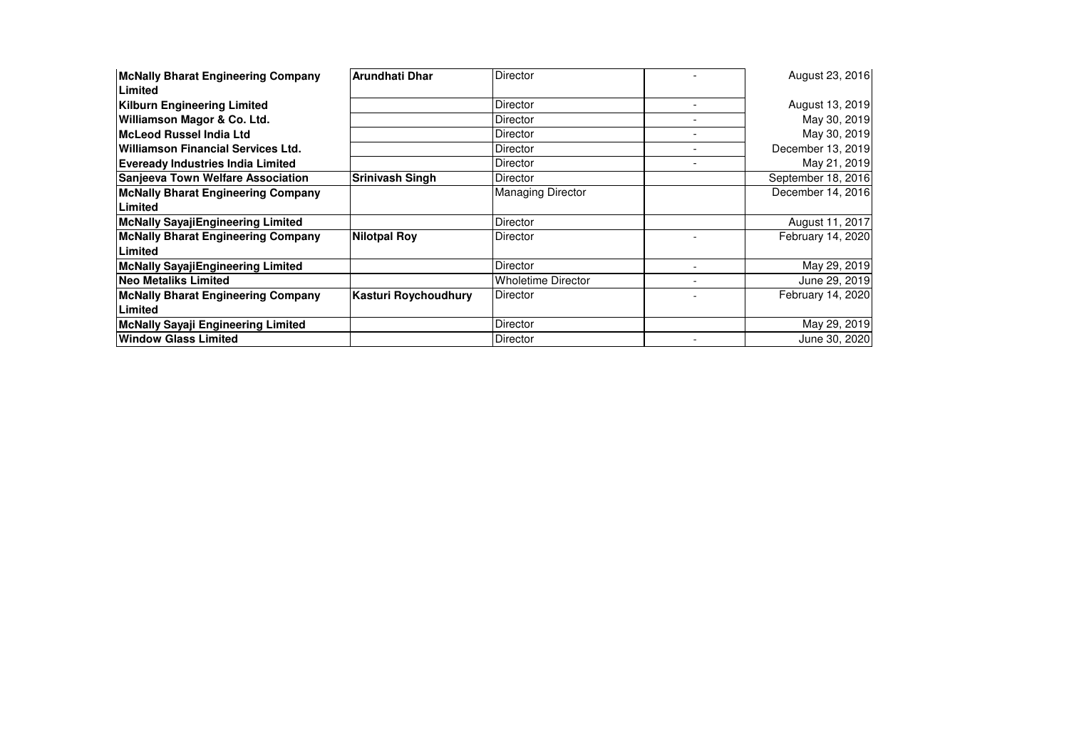| | | | | |
|---|---|---|---|---|
| **McNally Bharat Engineering Company Limited** | **Arundhati Dhar** | Director | - | August 23, 2016 |
| **Kilburn Engineering Limited** | | Director | - | August 13, 2019 |
| **Williamson Magor & Co. Ltd.** | | Director | - | May 30, 2019 |
| **McLeod Russel India Ltd** | | Director | - | May 30, 2019 |
| **Williamson Financial Services Ltd.** | | Director | - | December 13, 2019 |
| **Eveready Industries India Limited** | | Director | - | May 21, 2019 |
| **Sanjeeva Town Welfare Association** | **Srinivash Singh** | Director | | September 18, 2016 |
| **McNally Bharat Engineering Company Limited** | | Managing Director | | December 14, 2016 |
| **McNally SayajiEngineering Limited** | | Director | | August 11, 2017 |
| **McNally Bharat Engineering Company Limited** | **Nilotpal Roy** | Director | - | February 14, 2020 |
| **McNally SayajiEngineering Limited** | | Director | - | May 29, 2019 |
| **Neo Metaliks Limited** | | Wholetime Director | - | June 29, 2019 |
| **McNally Bharat Engineering Company Limited** | **Kasturi Roychoudhury** | Director | - | February 14, 2020 |
| **McNally Sayaji Engineering Limited** | | Director | | May 29, 2019 |
| **Window Glass Limited** | | Director | - | June 30, 2020 |